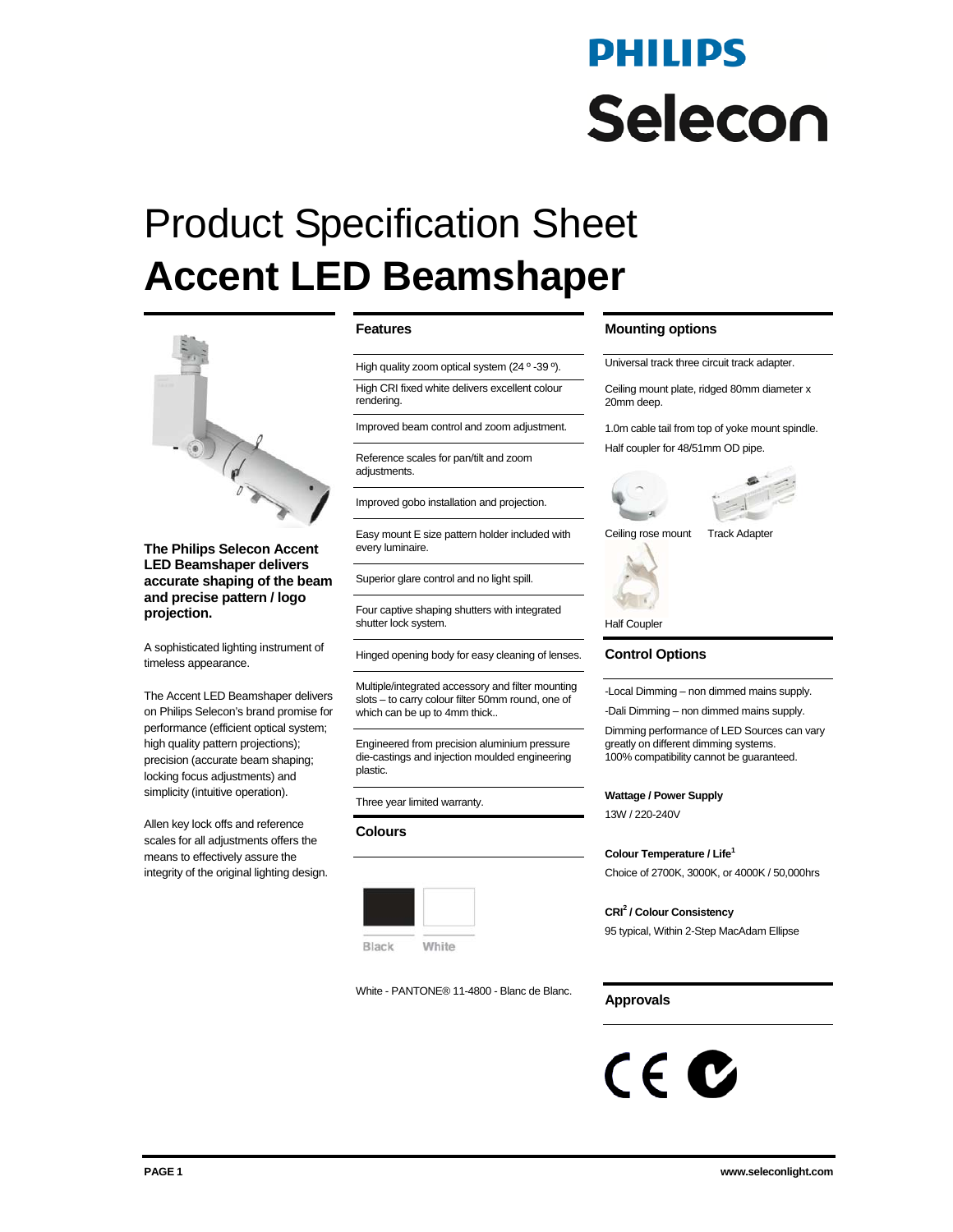PHILIPS

Selecon

# Product Specification Sheet

# Accent LED Beamshaper

**The Philips Selecon Accent LED Beamshaper delivers accurate shaping of the beam and precise pattern / logo projection.**

A sophisticated lighting instrument of timeless appearance.

The Accent LED Beamshaper delivers on Philips Selecon's brand promise for performance (efficient optical system; high quality pattern projections); precision (accurate beam shaping; locking focus adjustments) and simplicity (intuitive operation).

Allen key lock offs and reference scales for all adjustments offers the means to effectively assure the integrity of the original lighting design.

## Features

- High quality zoom optical system (24 º -39 º).
- High CRI fixed white delivers excellent colour rendering.
- Improved beam control and zoom adjustment.
- Reference scales for pan/tilt and zoom adjustments.
- Improved gobo installation and projection.
- Easy mount E size pattern holder included with every luminaire.
- Superior glare control and no light spill.
- Four captive shaping shutters with integrated shutter lock system.
- Hinged opening body for easy cleaning of lenses.
- Multiple/integrated accessory and filter mounting slots – to carry colour filter 50mm round, one of which can be up to 4mm thick..
- Engineered from precision aluminium pressure die-castings and injection moulded engineering plastic.
- Three year limited warranty.

## Colours

Black

White

White - PANTONE® 11-4800 - Blanc de Blanc.

## Mounting options

Universal track three circuit track adapter.

Ceiling mount plate, ridged 80mm diameter x 20mm deep.

1.0m cable tail from top of yoke mount spindle.

Half coupler for 48/51mm OD pipe.

Ceiling rose mount

Track Adapter

Half Coupler

## Control Options

-Local Dimming – non dimmed mains supply.

-Dali Dimming – non dimmed mains supply.

Dimming performance of LED Sources can vary greatly on different dimming systems.
100% compatibility cannot be guaranteed.

**Wattage / Power Supply**

13W / 220-240V

**Colour Temperature / Life[1]**

Choice of 2700K, 3000K, or 4000K / 50,000hrs

**CRI[2] / Colour Consistency**

95 typical, Within 2-Step MacAdam Ellipse

## Approvals

CE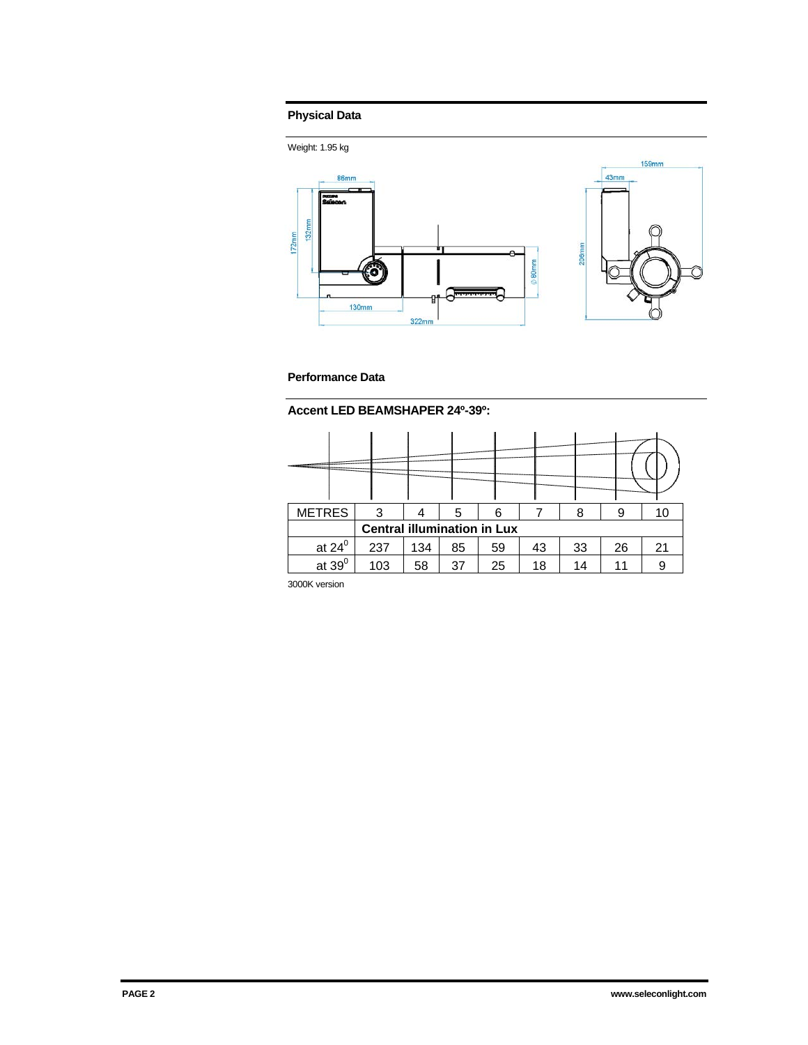## Physical Data

Weight: 1.95 kg

## Performance Data

### Accent LED BEAMSHAPER 24º-39º:

| METRES | 3 | 4 | 5 | 6 | 7 | 8 | 9 | 10 |
|---|---|---|---|---|---|---|---|---|
| | **Central illumination in Lux** | | | | | | | |
| at $24^0$ | 237 | 134 | 85 | 59 | 43 | 33 | 26 | 21 |
| at $39^0$ | 103 | 58 | 37 | 25 | 18 | 14 | 11 | 9 |

3000K version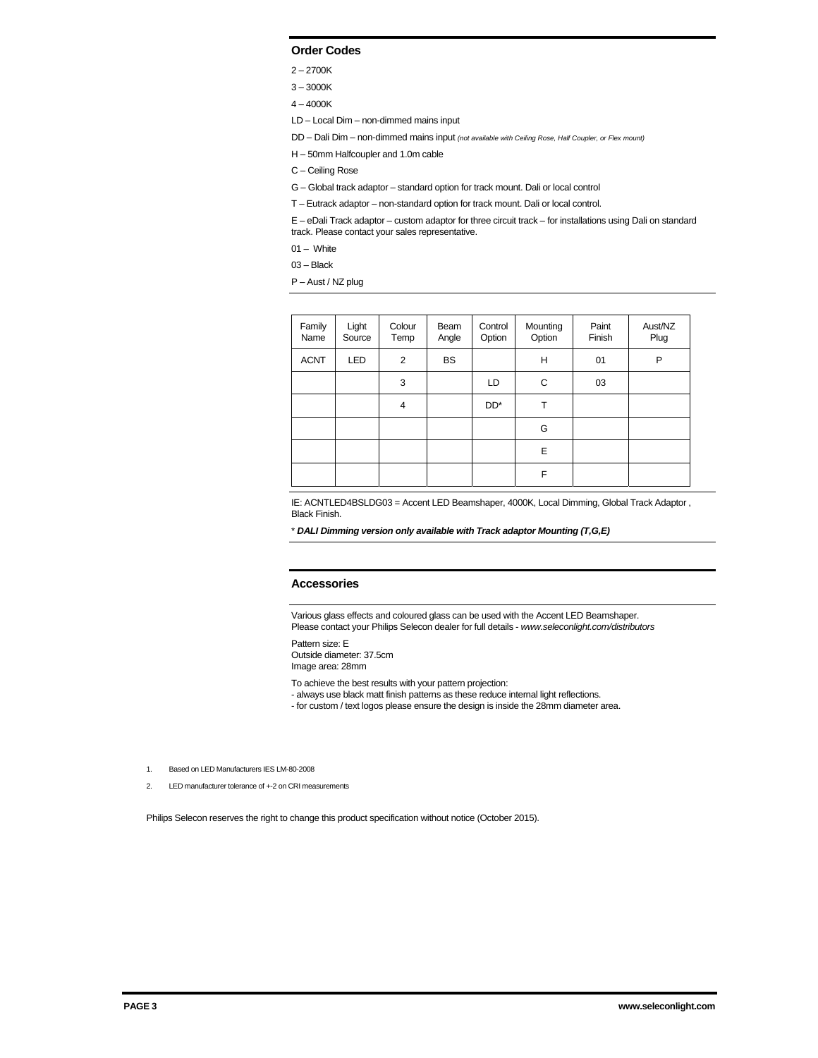## Order Codes

2 – 2700K

3 – 3000K

4 – 4000K

LD – Local Dim – non-dimmed mains input

DD – Dali Dim – non-dimmed mains input *(not available with Ceiling Rose, Half Coupler, or Flex mount)*

H – 50mm Halfcoupler and 1.0m cable

C – Ceiling Rose

G – Global track adaptor – standard option for track mount. Dali or local control

T – Eutrack adaptor – non-standard option for track mount. Dali or local control.

E – eDali Track adaptor – custom adaptor for three circuit track – for installations using Dali on standard track. Please contact your sales representative.

01 – White

03 – Black

P – Aust / NZ plug

| Family Name | Light Source | Colour Temp | Beam Angle | Control Option | Mounting Option | Paint Finish | Aust/NZ Plug |
|---|---|---|---|---|---|---|---|
| ACNT | LED | 2 | BS | | H | 01 | P |
| | | 3 | | LD | C | 03 | |
| | | 4 | | DD* | T | | |
| | | | | | G | | |
| | | | | | E | | |
| | | | | | F | | |

IE: ACNTLED4BSLDG03 = Accent LED Beamshaper, 4000K, Local Dimming, Global Track Adaptor , Black Finish.

\* ***DALI Dimming version only available with Track adaptor Mounting (T,G,E)***

## Accessories

Various glass effects and coloured glass can be used with the Accent LED Beamshaper.
Please contact your Philips Selecon dealer for full details - *www.seleconlight.com/distributors*

Pattern size: E
Outside diameter: 37.5cm
Image area: 28mm

To achieve the best results with your pattern projection:
- always use black matt finish patterns as these reduce internal light reflections.
- for custom / text logos please ensure the design is inside the 28mm diameter area.

1. Based on LED Manufacturers IES LM-80-2008
2. LED manufacturer tolerance of +-2 on CRI measurements

Philips Selecon reserves the right to change this product specification without notice (October 2015).